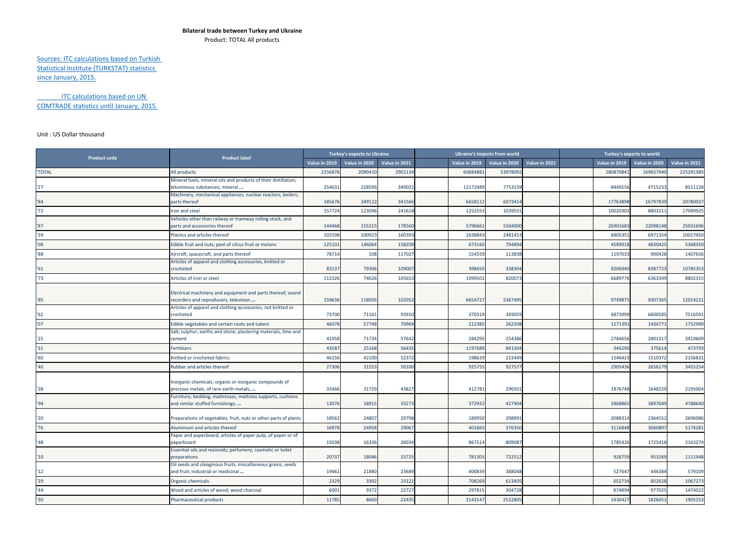**Bilateral trade between Turkey and Ukraine**

Product: TOTAL All products

Sources: ITC calculations based on Turkish Statistical Institute (TURKSTAT) statistics since January, 2015.

ITC calculations based on UN COMTRADE statistics until January, 2015.

Unit : US Dollar thousand

| Product code | Product label | Turkey's exports to Ukraine | | | | Ukraine's imports from world | | | | Turkey's exports to world | | |
|---|---|---|---|---|---|---|---|---|---|---|---|---|
| | | Value in 2019 | Value in 2020 | Value in 2021 | | Value in 2019 | Value in 2020 | Value in 2021 | | Value in 2019 | Value in 2020 | Value in 2021 |
| 'TOTAL | All products | 2156876 | 2090410 | 2901134 | | 60684881 | 53978092 | | | 180870841 | 169657940 | 225291385 |
| '27 | Mineral fuels, mineral oils and products of their distillation; bituminous substances; mineral ... | 254631 | 228596 | 349021 | | 12172489 | 7753159 | | | 8449156 | 4715233 | 8511128 |
| '84 | Machinery, mechanical appliances, nuclear reactors, boilers; parts thereof | 185676 | 249122 | 341566 | | 6658112 | 6073414 | | | 17763898 | 16797839 | 20780037 |
| '72 | Iron and steel | 157724 | 123096 | 241618 | | 1252553 | 1039531 | | | 10020302 | 8803211 | 17089925 |
| '87 | Vehicles other than railway or tramway rolling stock, and parts and accessories thereof | 144468 | 155215 | 178560 | | 5796661 | 5504000 | | | 26901683 | 22098148 | 25031696 |
| '39 | Plastics and articles thereof | 102598 | 100923 | 160393 | | 2638843 | 2481453 | | | 6805351 | 6971354 | 10017450 |
| '08 | Edible fruit and nuts; peel of citrus fruit or melons | 125101 | 146064 | 158209 | | 673160 | 794894 | | | 4589918 | 4830425 | 5368350 |
| '88 | Aircraft, spacecraft, and parts thereof | 78714 | 108 | 117027 | | 154559 | 113838 | | | 1197033 | 900428 | 1407656 |
| '61 | Articles of apparel and clothing accessories, knitted or crocheted | 83137 | 79306 | 109007 | | 398650 | 358304 | | | 9206940 | 8387723 | 10785353 |
| '73 | Articles of iron or steel | 112326 | 74626 | 105653 | | 1099501 | 820073 | | | 6689776 | 6363349 | 8802315 |
| '85 | Electrical machinery and equipment and parts thereof; sound recorders and reproducers, television ... | 159636 | 118056 | 102052 | | 6654727 | 5367495 | | | 9749875 | 9307365 | 12014221 |
| '62 | Articles of apparel and clothing accessories, not knitted or crocheted | 73700 | 71161 | 93910 | | 370319 | 349059 | | | 6873999 | 6600585 | 7516591 |
| '07 | Edible vegetables and certain roots and tubers | 46078 | 57748 | 70969 | | 212385 | 262508 | | | 1271391 | 1434771 | 1752990 |
| '25 | Salt; sulphur; earths and stone; plastering materials, lime and cement | 41958 | 71734 | 57642 | | 284295 | 254386 | | | 2784656 | 2801317 | 3419609 |
| '31 | Fertilisers | 43587 | 25168 | 56435 | | 1197689 | 841504 | | | 346290 | 375614 | 473793 |
| '60 | Knitted or crocheted fabrics | 46156 | 42100 | 52372 | | 198639 | 223449 | | | 1546423 | 1510372 | 2156831 |
| '40 | Rubber and articles thereof | 27306 | 31553 | 50100 | | 925755 | 927577 | | | 2905436 | 2656179 | 3455254 |
| '28 | Inorganic chemicals; organic or inorganic compounds of precious metals, of rare-earth metals, ... | 33466 | 31729 | 43827 | | 412781 | 296501 | | | 1876748 | 1648229 | 2195004 |
| '94 | Furniture; bedding, mattresses, mattress supports, cushions and similar stuffed furnishings; ... | 13076 | 18915 | 33273 | | 372932 | 427904 | | | 3868865 | 3897049 | 4788640 |
| '20 | Preparations of vegetables, fruit, nuts or other parts of plants | 18562 | 24807 | 29798 | | 189950 | 208991 | | | 2088314 | 2364552 | 2696086 |
| '76 | Aluminium and articles thereof | 16978 | 24958 | 29067 | | 401865 | 376350 | | | 3116848 | 3060897 | 5174281 |
| '48 | Paper and paperboard; articles of paper pulp, of paper or of paperboard | 15038 | 16336 | 26034 | | 867514 | 809087 | | | 1785426 | 1725418 | 2163274 |
| '33 | Essential oils and resinoids; perfumery, cosmetic or toilet preparations | 20737 | 18046 | 23725 | | 781303 | 722512 | | | 928759 | 953269 | 1111948 |
| '12 | Oil seeds and oleaginous fruits; miscellaneous grains, seeds and fruit; industrial or medicinal ... | 19461 | 21880 | 23689 | | 400839 | 388048 | | | 527647 | 446384 | 579109 |
| '29 | Organic chemicals | 2329 | 3302 | 23121 | | 708269 | 613405 | | | 652734 | 602028 | 1067273 |
| '44 | Wood and articles of wood; wood charcoal | 6001 | 9372 | 22727 | | 297815 | 304728 | | | 874894 | 977025 | 1474022 |
| '30 | Pharmaceutical products | 11785 | 8660 | 22435 | | 2143147 | 2522805 | | | 1430427 | 1826051 | 1905253 |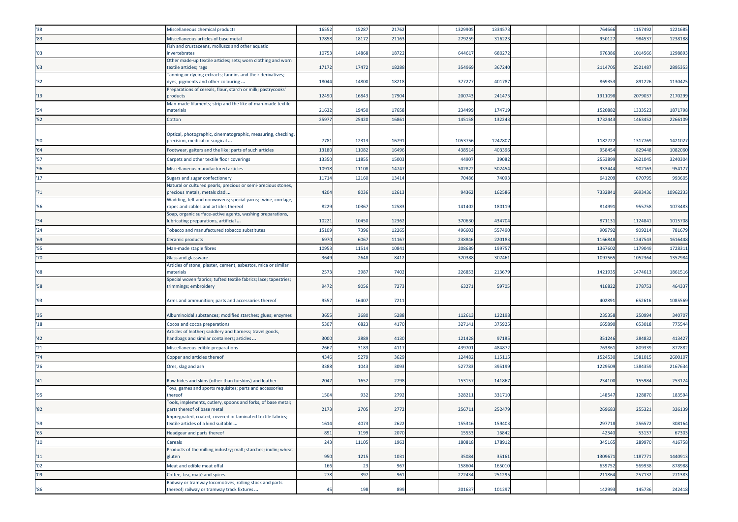| | | | | | | | | | | | | |
|---|---|---|---|---|---|---|---|---|---|---|---|---|
| '38 | Miscellaneous chemical products | 16552 | 15287 | 21762 | | 1329905 | 1334573 | | | 764666 | 1157492 | 1221685 |
| '83 | Miscellaneous articles of base metal | 17858 | 18172 | 21163 | | 279259 | 316223 | | | 950127 | 984537 | 1238188 |
| '03 | Fish and crustaceans, molluscs and other aquatic invertebrates | 10753 | 14868 | 18722 | | 644617 | 680272 | | | 976386 | 1014566 | 1298893 |
| '63 | Other made-up textile articles; sets; worn clothing and worn textile articles; rags | 17172 | 17472 | 18288 | | 354969 | 367240 | | | 2114705 | 2521487 | 2895353 |
| '32 | Tanning or dyeing extracts; tannins and their derivatives; dyes, pigments and other colouring ... | 18044 | 14800 | 18218 | | 377277 | 401787 | | | 869353 | 891226 | 1130425 |
| '19 | Preparations of cereals, flour, starch or milk; pastrycooks' products | 12490 | 16843 | 17904 | | 200743 | 241473 | | | 1911098 | 2079037 | 2170299 |
| '54 | Man-made filaments; strip and the like of man-made textile materials | 21632 | 19450 | 17658 | | 234499 | 174719 | | | 1520882 | 1333523 | 1871798 |
| '52 | Cotton | 25977 | 25420 | 16861 | | 145158 | 132243 | | | 1732443 | 1463452 | 2266109 |
| '90 | Optical, photographic, cinematographic, measuring, checking, precision, medical or surgical ... | 7781 | 12313 | 16791 | | 1053756 | 1247807 | | | 1182722 | 1317769 | 1421027 |
| '64 | Footwear, gaiters and the like; parts of such articles | 13180 | 11082 | 16496 | | 438514 | 403396 | | | 958454 | 829448 | 1082060 |
| '57 | Carpets and other textile floor coverings | 13350 | 11855 | 15003 | | 44907 | 39082 | | | 2553899 | 2621045 | 3240304 |
| '96 | Miscellaneous manufactured articles | 10918 | 11108 | 14747 | | 302822 | 502454 | | | 933444 | 902163 | 954177 |
| '17 | Sugars and sugar confectionery | 11714 | 12160 | 13414 | | 70486 | 74093 | | | 641209 | 670795 | 993605 |
| '71 | Natural or cultured pearls, precious or semi-precious stones, precious metals, metals clad ... | 4204 | 8036 | 12613 | | 94362 | 162586 | | | 7332841 | 6693436 | 10962233 |
| '56 | Wadding, felt and nonwovens; special yarns; twine, cordage, ropes and cables and articles thereof | 8229 | 10367 | 12583 | | 141402 | 180119 | | | 814991 | 955758 | 1073483 |
| '34 | Soap, organic surface-active agents, washing preparations, lubricating preparations, artificial ... | 10221 | 10450 | 12362 | | 370630 | 434704 | | | 871131 | 1124841 | 1015708 |
| '24 | Tobacco and manufactured tobacco substitutes | 15109 | 7396 | 12265 | | 496603 | 557490 | | | 909792 | 909214 | 781679 |
| '69 | Ceramic products | 6970 | 6067 | 11167 | | 238846 | 220183 | | | 1166848 | 1247543 | 1616448 |
| '55 | Man-made staple fibres | 10953 | 11514 | 10841 | | 208689 | 199757 | | | 1367602 | 1179049 | 1728311 |
| '70 | Glass and glassware | 3649 | 2648 | 8412 | | 320388 | 307461 | | | 1097565 | 1052364 | 1357984 |
| '68 | Articles of stone, plaster, cement, asbestos, mica or similar materials | 2573 | 3987 | 7402 | | 226853 | 213679 | | | 1421935 | 1474613 | 1861516 |
| '58 | Special woven fabrics; tufted textile fabrics; lace; tapestries; trimmings; embroidery | 9472 | 9056 | 7273 | | 63271 | 59705 | | | 416822 | 378753 | 464337 |
| '93 | Arms and ammunition; parts and accessories thereof | 9557 | 16407 | 7211 | | | | | | 402891 | 652616 | 1085569 |
| '35 | Albuminoidal substances; modified starches; glues; enzymes | 3655 | 3680 | 5288 | | 112613 | 122198 | | | 235358 | 250994 | 340707 |
| '18 | Cocoa and cocoa preparations | 5307 | 6823 | 4170 | | 327141 | 375925 | | | 665890 | 653018 | 775544 |
| '42 | Articles of leather; saddlery and harness; travel goods, handbags and similar containers; articles ... | 3000 | 2889 | 4130 | | 121428 | 97185 | | | 351246 | 284832 | 413427 |
| '21 | Miscellaneous edible preparations | 2667 | 3183 | 4117 | | 439701 | 484872 | | | 763861 | 809339 | 877882 |
| '74 | Copper and articles thereof | 4346 | 5279 | 3629 | | 124482 | 115115 | | | 1524530 | 1581015 | 2600107 |
| '26 | Ores, slag and ash | 3388 | 1043 | 3093 | | 527783 | 395199 | | | 1229509 | 1384359 | 2167634 |
| '41 | Raw hides and skins (other than furskins) and leather | 2047 | 1652 | 2798 | | 153157 | 141867 | | | 234100 | 155984 | 253124 |
| '95 | Toys, games and sports requisites; parts and accessories thereof | 1504 | 932 | 2792 | | 328211 | 331710 | | | 148547 | 128870 | 183594 |
| '82 | Tools, implements, cutlery, spoons and forks, of base metal; parts thereof of base metal | 2173 | 2705 | 2772 | | 256711 | 252479 | | | 269683 | 255321 | 326139 |
| '59 | Impregnated, coated, covered or laminated textile fabrics; textile articles of a kind suitable ... | 1614 | 4073 | 2622 | | 155316 | 159403 | | | 297718 | 256572 | 308164 |
| '65 | Headgear and parts thereof | 891 | 1199 | 2070 | | 15553 | 16842 | | | 42340 | 53137 | 67303 |
| '10 | Cereals | 243 | 11105 | 1963 | | 180818 | 178912 | | | 345165 | 289970 | 416758 |
| '11 | Products of the milling industry; malt; starches; inulin; wheat gluten | 950 | 1215 | 1031 | | 35084 | 35161 | | | 1309671 | 1187771 | 1440913 |
| '02 | Meat and edible meat offal | 166 | 23 | 967 | | 158604 | 165010 | | | 639752 | 569938 | 878988 |
| '09 | Coffee, tea, maté and spices | 278 | 397 | 961 | | 222434 | 251295 | | | 211864 | 257132 | 271383 |
| '86 | Railway or tramway locomotives, rolling stock and parts thereof; railway or tramway track fixtures ... | 45 | 198 | 899 | | 201637 | 101297 | | | 142993 | 145736 | 242418 |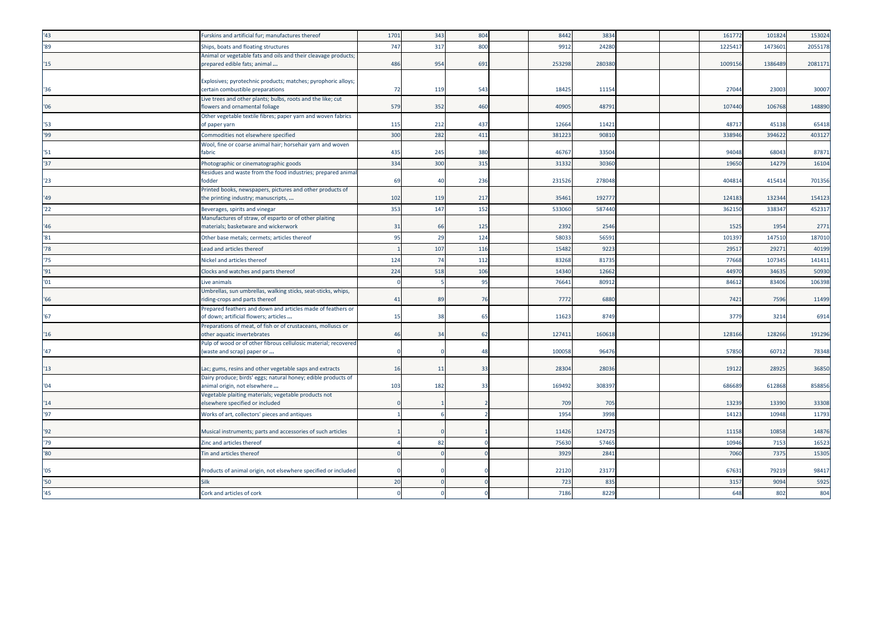| | | | | | | | | | | | |
|---|---|---|---|---|---|---|---|---|---|---|---|
| '43 | Furskins and artificial fur; manufactures thereof | 1701 | 343 | 804 | | 8442 | 3834 | | | 161772 | 101824 | 153024 |
| '89 | Ships, boats and floating structures | 747 | 317 | 800 | | 9912 | 24280 | | | 1225417 | 1473601 | 2055178 |
| '15 | Animal or vegetable fats and oils and their cleavage products; prepared edible fats; animal ... | 486 | 954 | 691 | | 253298 | 280380 | | | 1009156 | 1386489 | 2081171 |
| '36 | Explosives; pyrotechnic products; matches; pyrophoric alloys; certain combustible preparations | 72 | 119 | 543 | | 18425 | 11154 | | | 27044 | 23003 | 30007 |
| '06 | Live trees and other plants; bulbs, roots and the like; cut flowers and ornamental foliage | 579 | 352 | 460 | | 40905 | 48791 | | | 107440 | 106768 | 148890 |
| '53 | Other vegetable textile fibres; paper yarn and woven fabrics of paper yarn | 115 | 212 | 437 | | 12664 | 11421 | | | 48717 | 45138 | 65418 |
| '99 | Commodities not elsewhere specified | 300 | 282 | 411 | | 381223 | 90810 | | | 338946 | 394622 | 403127 |
| '51 | Wool, fine or coarse animal hair; horsehair yarn and woven fabric | 435 | 245 | 380 | | 46767 | 33504 | | | 94048 | 68043 | 87871 |
| '37 | Photographic or cinematographic goods | 334 | 300 | 315 | | 31332 | 30360 | | | 19650 | 14279 | 16104 |
| '23 | Residues and waste from the food industries; prepared animal fodder | 69 | 40 | 236 | | 231526 | 278048 | | | 404814 | 415414 | 701356 |
| '49 | Printed books, newspapers, pictures and other products of the printing industry; manuscripts, ... | 102 | 119 | 217 | | 35461 | 192777 | | | 124183 | 132344 | 154123 |
| '22 | Beverages, spirits and vinegar | 353 | 147 | 152 | | 533060 | 587440 | | | 362150 | 338347 | 452317 |
| '46 | Manufactures of straw, of esparto or of other plaiting materials; basketware and wickerwork | 31 | 66 | 125 | | 2392 | 2546 | | | 1525 | 1954 | 2771 |
| '81 | Other base metals; cermets; articles thereof | 95 | 29 | 124 | | 58033 | 56591 | | | 101397 | 147510 | 187010 |
| '78 | Lead and articles thereof | 1 | 107 | 116 | | 15482 | 9223 | | | 29517 | 29271 | 40199 |
| '75 | Nickel and articles thereof | 124 | 74 | 112 | | 83268 | 81735 | | | 77668 | 107345 | 141411 |
| '91 | Clocks and watches and parts thereof | 224 | 518 | 106 | | 14340 | 12662 | | | 44970 | 34635 | 50930 |
| '01 | Live animals | 0 | 5 | 95 | | 76641 | 80912 | | | 84612 | 83406 | 106398 |
| '66 | Umbrellas, sun umbrellas, walking sticks, seat-sticks, whips, riding-crops and parts thereof | 41 | 89 | 76 | | 7772 | 6880 | | | 7421 | 7596 | 11499 |
| '67 | Prepared feathers and down and articles made of feathers or of down; artificial flowers; articles ... | 15 | 38 | 65 | | 11623 | 8749 | | | 3779 | 3214 | 6914 |
| '16 | Preparations of meat, of fish or of crustaceans, molluscs or other aquatic invertebrates | 46 | 34 | 62 | | 127411 | 160618 | | | 128166 | 128266 | 191296 |
| '47 | Pulp of wood or of other fibrous cellulosic material; recovered (waste and scrap) paper or ... | 0 | 0 | 48 | | 100058 | 96476 | | | 57850 | 60712 | 78348 |
| '13 | Lac; gums, resins and other vegetable saps and extracts | 16 | 11 | 33 | | 28304 | 28036 | | | 19122 | 28925 | 36850 |
| '04 | Dairy produce; birds' eggs; natural honey; edible products of animal origin, not elsewhere ... | 103 | 182 | 33 | | 169492 | 308397 | | | 686689 | 612868 | 858856 |
| '14 | Vegetable plaiting materials; vegetable products not elsewhere specified or included | 0 | 1 | 2 | | 709 | 705 | | | 13239 | 13390 | 33308 |
| '97 | Works of art, collectors' pieces and antiques | 1 | 6 | 2 | | 1954 | 3998 | | | 14123 | 10948 | 11793 |
| '92 | Musical instruments; parts and accessories of such articles | 1 | 0 | 1 | | 11426 | 124725 | | | 11158 | 10858 | 14876 |
| '79 | Zinc and articles thereof | 4 | 82 | 0 | | 75630 | 57465 | | | 10946 | 7153 | 16523 |
| '80 | Tin and articles thereof | 0 | 0 | 0 | | 3929 | 2841 | | | 7060 | 7375 | 15305 |
| '05 | Products of animal origin, not elsewhere specified or included | 0 | 0 | 0 | | 22120 | 23177 | | | 67631 | 79219 | 98417 |
| '50 | Silk | 20 | 0 | 0 | | 723 | 835 | | | 3157 | 9094 | 5925 |
| '45 | Cork and articles of cork | 0 | 0 | 0 | | 7186 | 8229 | | | 648 | 802 | 804 |